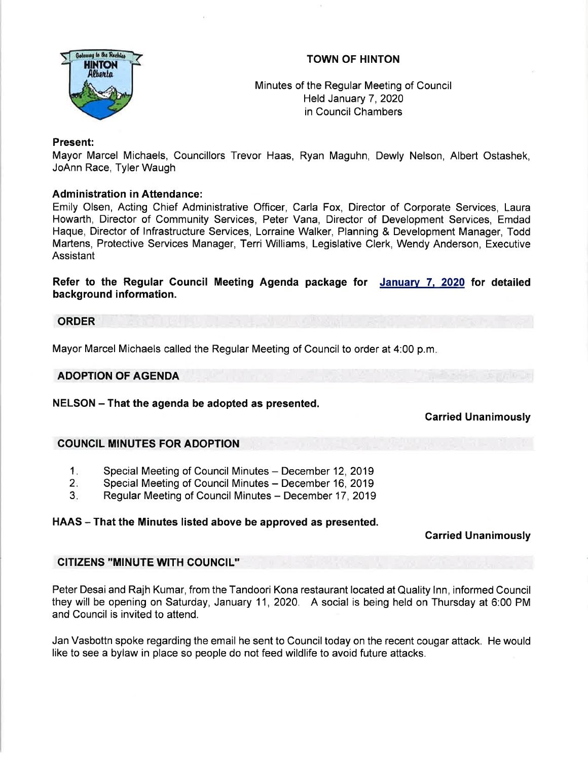# TOWN OF HINTON

Minutes of the Regular Meeting of Council
Held January 7, 2020
in Council Chambers

**Present:**
Mayor Marcel Michaels, Councillors Trevor Haas, Ryan Maguhn, Dewly Nelson, Albert Ostashek, JoAnn Race, Tyler Waugh

**Administration in Attendance:**
Emily Olsen, Acting Chief Administrative Officer, Carla Fox, Director of Corporate Services, Laura Howarth, Director of Community Services, Peter Vana, Director of Development Services, Emdad Haque, Director of Infrastructure Services, Lorraine Walker, Planning & Development Manager, Todd Martens, Protective Services Manager, Terri Williams, Legislative Clerk, Wendy Anderson, Executive Assistant

**Refer to the Regular Council Meeting Agenda package for January 7, 2020 for detailed background information.**

## ORDER

Mayor Marcel Michaels called the Regular Meeting of Council to order at 4:00 p.m.

## ADOPTION OF AGENDA

**NELSON – That the agenda be adopted as presented.**

**Carried Unanimously**

## COUNCIL MINUTES FOR ADOPTION

1. Special Meeting of Council Minutes – December 12, 2019
2. Special Meeting of Council Minutes – December 16, 2019
3. Regular Meeting of Council Minutes – December 17, 2019

**HAAS – That the Minutes listed above be approved as presented.**

**Carried Unanimously**

## CITIZENS "MINUTE WITH COUNCIL"

Peter Desai and Rajh Kumar, from the Tandoori Kona restaurant located at Quality Inn, informed Council they will be opening on Saturday, January 11, 2020. A social is being held on Thursday at 6:00 PM and Council is invited to attend.

Jan Vasbottn spoke regarding the email he sent to Council today on the recent cougar attack. He would like to see a bylaw in place so people do not feed wildlife to avoid future attacks.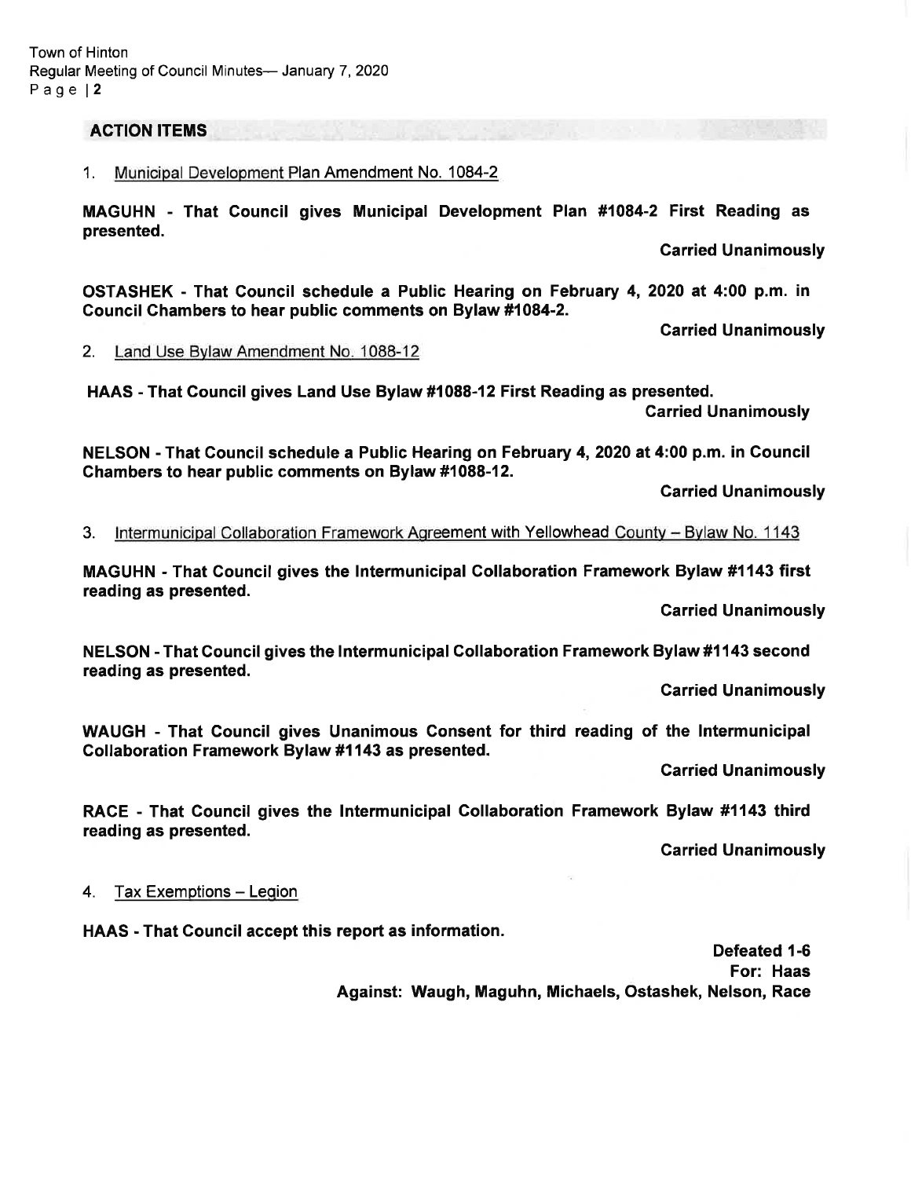## ACTION ITEMS

1. Municipal Development Plan Amendment No. 1084-2

**MAGUHN - That Council gives Municipal Development Plan #1084-2 First Reading as presented.**

**Carried Unanimously**

**OSTASHEK - That Council schedule a Public Hearing on February 4, 2020 at 4:00 p.m. in Council Chambers to hear public comments on Bylaw #1084-2.**

**Carried Unanimously**

2. Land Use Bylaw Amendment No. 1088-12

**HAAS - That Council gives Land Use Bylaw #1088-12 First Reading as presented.**

**Carried Unanimously**

**NELSON - That Council schedule a Public Hearing on February 4, 2020 at 4:00 p.m. in Council Chambers to hear public comments on Bylaw #1088-12.**

**Carried Unanimously**

3. Intermunicipal Collaboration Framework Agreement with Yellowhead County – Bylaw No. 1143

**MAGUHN - That Council gives the Intermunicipal Collaboration Framework Bylaw #1143 first reading as presented.**

**Carried Unanimously**

**NELSON - That Council gives the Intermunicipal Collaboration Framework Bylaw #1143 second reading as presented.**

**Carried Unanimously**

**WAUGH - That Council gives Unanimous Consent for third reading of the Intermunicipal Collaboration Framework Bylaw #1143 as presented.**

**Carried Unanimously**

**RACE - That Council gives the Intermunicipal Collaboration Framework Bylaw #1143 third reading as presented.**

**Carried Unanimously**

4. Tax Exemptions – Legion

**HAAS - That Council accept this report as information.**

**Defeated 1-6**
**For: Haas**
**Against: Waugh, Maguhn, Michaels, Ostashek, Nelson, Race**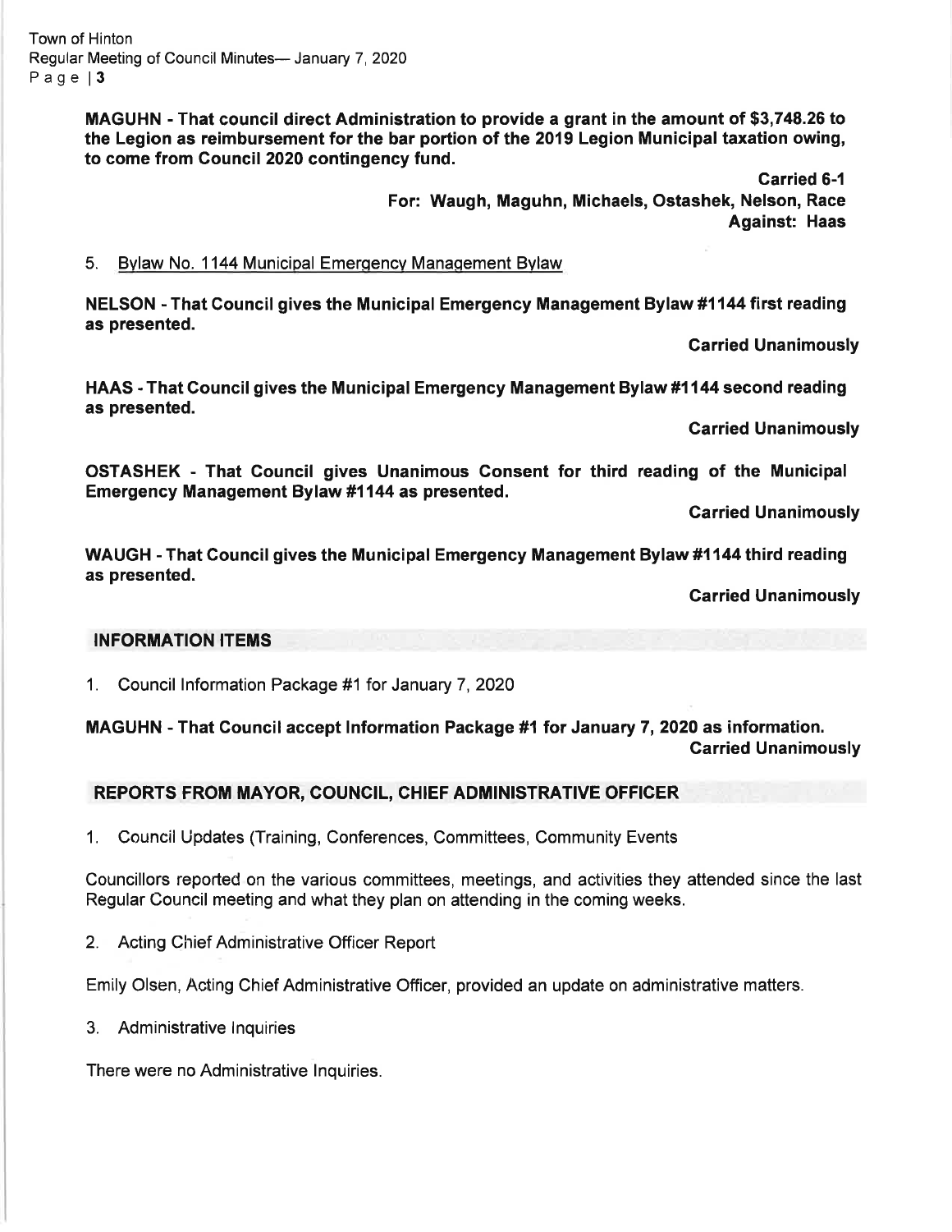**MAGUHN - That council direct Administration to provide a grant in the amount of $3,748.26 to the Legion as reimbursement for the bar portion of the 2019 Legion Municipal taxation owing, to come from Council 2020 contingency fund.**

**Carried 6-1**
**For: Waugh, Maguhn, Michaels, Ostashek, Nelson, Race**
**Against: Haas**

5. Bylaw No. 1144 Municipal Emergency Management Bylaw

**NELSON - That Council gives the Municipal Emergency Management Bylaw #1144 first reading as presented.**

**Carried Unanimously**

**HAAS - That Council gives the Municipal Emergency Management Bylaw #1144 second reading as presented.**

**Carried Unanimously**

**OSTASHEK - That Council gives Unanimous Consent for third reading of the Municipal Emergency Management Bylaw #1144 as presented.**

**Carried Unanimously**

**WAUGH - That Council gives the Municipal Emergency Management Bylaw #1144 third reading as presented.**

**Carried Unanimously**

## INFORMATION ITEMS

1. Council Information Package #1 for January 7, 2020

**MAGUHN - That Council accept Information Package #1 for January 7, 2020 as information.**
**Carried Unanimously**

## REPORTS FROM MAYOR, COUNCIL, CHIEF ADMINISTRATIVE OFFICER

1. Council Updates (Training, Conferences, Committees, Community Events

Councillors reported on the various committees, meetings, and activities they attended since the last Regular Council meeting and what they plan on attending in the coming weeks.

2. Acting Chief Administrative Officer Report

Emily Olsen, Acting Chief Administrative Officer, provided an update on administrative matters.

3. Administrative Inquiries

There were no Administrative Inquiries.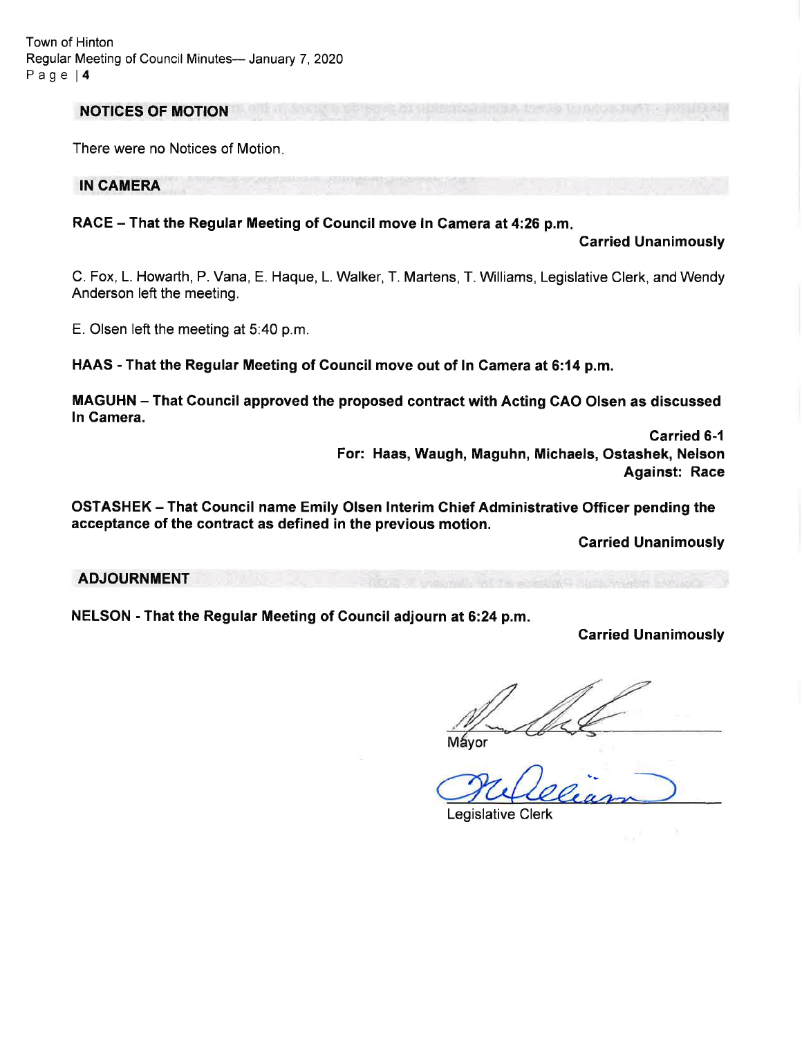## NOTICES OF MOTION

There were no Notices of Motion.

## IN CAMERA

**RACE – That the Regular Meeting of Council move In Camera at 4:26 p.m.**

**Carried Unanimously**

C. Fox, L. Howarth, P. Vana, E. Haque, L. Walker, T. Martens, T. Williams, Legislative Clerk, and Wendy Anderson left the meeting.

E. Olsen left the meeting at 5:40 p.m.

**HAAS - That the Regular Meeting of Council move out of In Camera at 6:14 p.m.**

**MAGUHN – That Council approved the proposed contract with Acting CAO Olsen as discussed In Camera.**

**Carried 6-1**
**For: Haas, Waugh, Maguhn, Michaels, Ostashek, Nelson**
**Against: Race**

**OSTASHEK – That Council name Emily Olsen Interim Chief Administrative Officer pending the acceptance of the contract as defined in the previous motion.**

**Carried Unanimously**

## ADJOURNMENT

**NELSON - That the Regular Meeting of Council adjourn at 6:24 p.m.**

**Carried Unanimously**

Mayor

Legislative Clerk